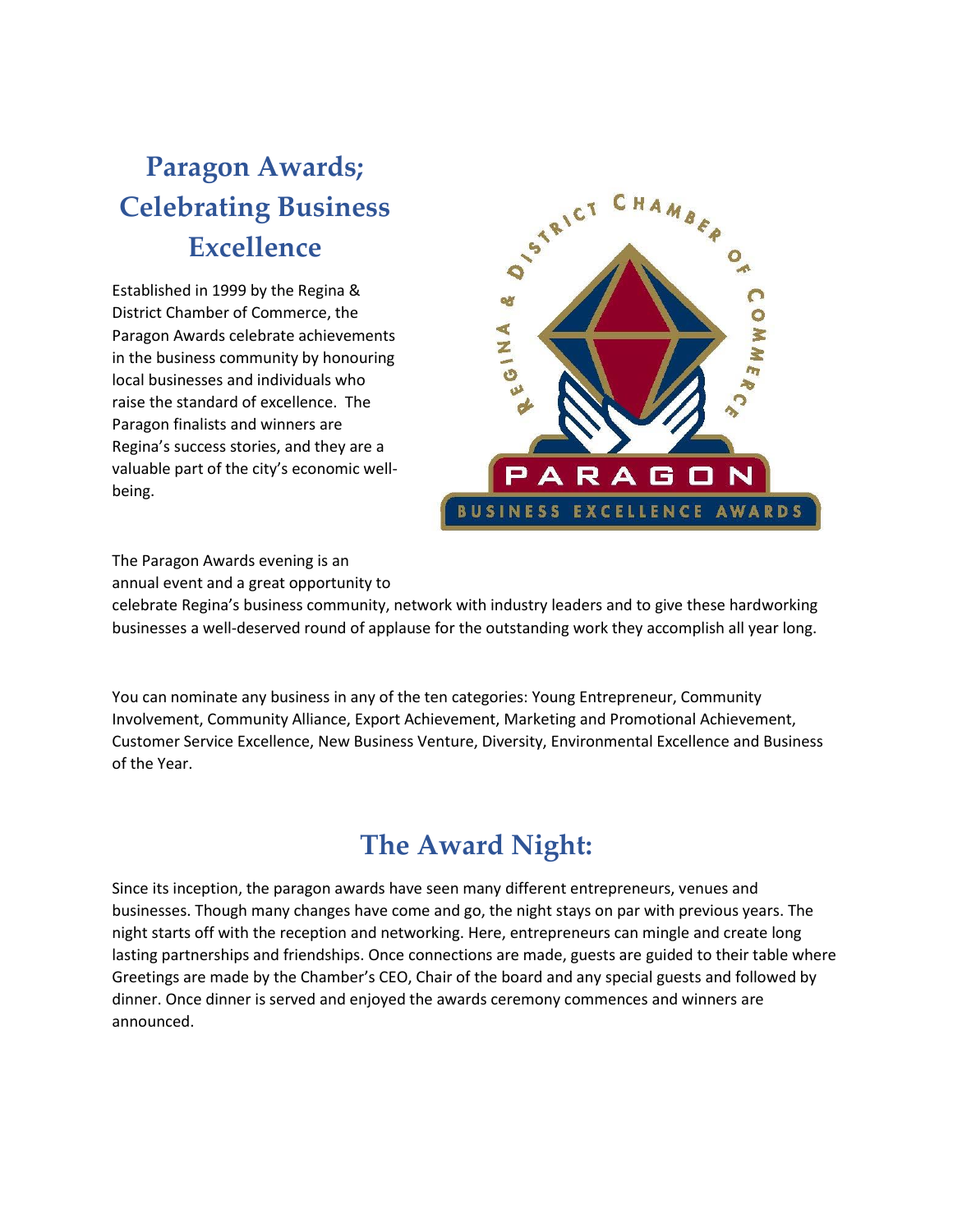# Paragon Awards; Celebrating Business Excellence

Established in 1999 by the Regina & District Chamber of Commerce, the Paragon Awards celebrate achievements in the business community by honouring local businesses and individuals who raise the standard of excellence. The Paragon finalists and winners are Regina's success stories, and they are a valuable part of the city's economic well-being.

The Paragon Awards evening is an annual event and a great opportunity to celebrate Regina's business community, network with industry leaders and to give these hardworking businesses a well-deserved round of applause for the outstanding work they accomplish all year long.

You can nominate any business in any of the ten categories: Young Entrepreneur, Community Involvement, Community Alliance, Export Achievement, Marketing and Promotional Achievement, Customer Service Excellence, New Business Venture, Diversity, Environmental Excellence and Business of the Year.

## The Award Night:

Since its inception, the paragon awards have seen many different entrepreneurs, venues and businesses. Though many changes have come and go, the night stays on par with previous years. The night starts off with the reception and networking. Here, entrepreneurs can mingle and create long lasting partnerships and friendships. Once connections are made, guests are guided to their table where Greetings are made by the Chamber's CEO, Chair of the board and any special guests and followed by dinner. Once dinner is served and enjoyed the awards ceremony commences and winners are announced.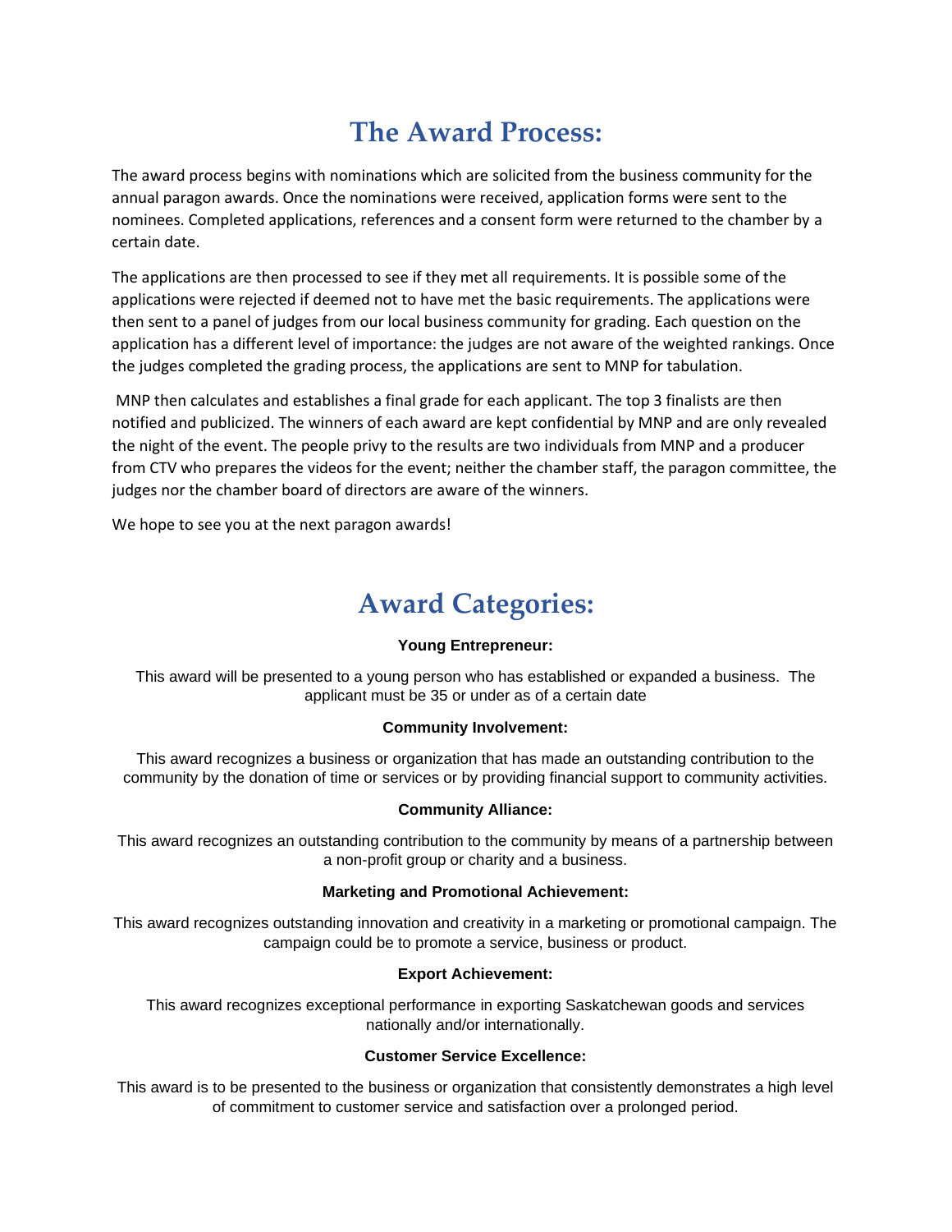# The Award Process:

The award process begins with nominations which are solicited from the business community for the annual paragon awards. Once the nominations were received, application forms were sent to the nominees. Completed applications, references and a consent form were returned to the chamber by a certain date.

The applications are then processed to see if they met all requirements. It is possible some of the applications were rejected if deemed not to have met the basic requirements. The applications were then sent to a panel of judges from our local business community for grading. Each question on the application has a different level of importance: the judges are not aware of the weighted rankings. Once the judges completed the grading process, the applications are sent to MNP for tabulation.

MNP then calculates and establishes a final grade for each applicant. The top 3 finalists are then notified and publicized. The winners of each award are kept confidential by MNP and are only revealed the night of the event. The people privy to the results are two individuals from MNP and a producer from CTV who prepares the videos for the event; neither the chamber staff, the paragon committee, the judges nor the chamber board of directors are aware of the winners.

We hope to see you at the next paragon awards!

# Award Categories:

**Young Entrepreneur:**

This award will be presented to a young person who has established or expanded a business. The applicant must be 35 or under as of a certain date

**Community Involvement:**

This award recognizes a business or organization that has made an outstanding contribution to the community by the donation of time or services or by providing financial support to community activities.

**Community Alliance:**

This award recognizes an outstanding contribution to the community by means of a partnership between a non-profit group or charity and a business.

**Marketing and Promotional Achievement:**

This award recognizes outstanding innovation and creativity in a marketing or promotional campaign. The campaign could be to promote a service, business or product.

**Export Achievement:**

This award recognizes exceptional performance in exporting Saskatchewan goods and services nationally and/or internationally.

**Customer Service Excellence:**

This award is to be presented to the business or organization that consistently demonstrates a high level of commitment to customer service and satisfaction over a prolonged period.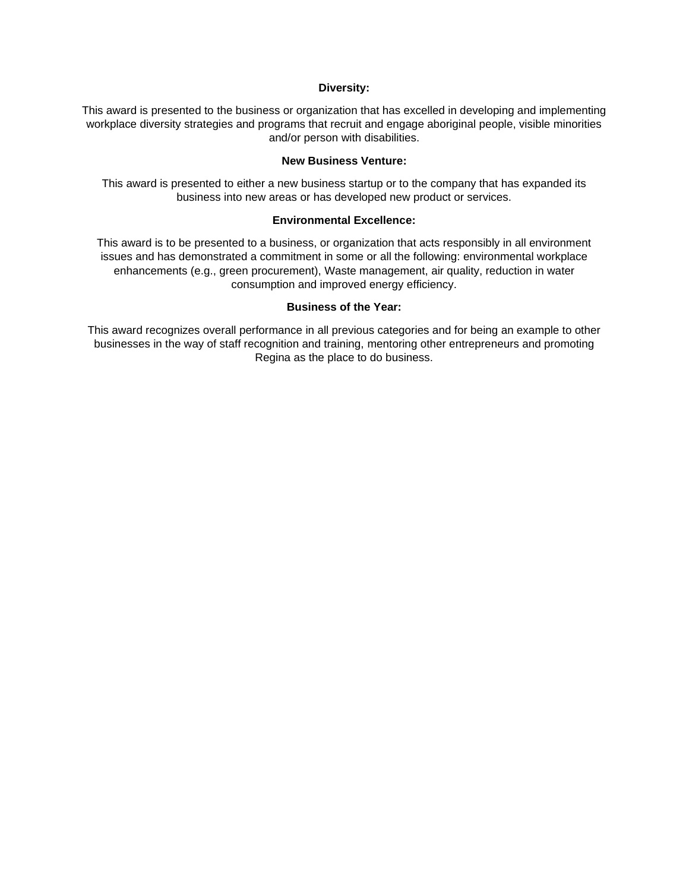**Diversity:**

This award is presented to the business or organization that has excelled in developing and implementing workplace diversity strategies and programs that recruit and engage aboriginal people, visible minorities and/or person with disabilities.

**New Business Venture:**

This award is presented to either a new business startup or to the company that has expanded its business into new areas or has developed new product or services.

**Environmental Excellence:**

This award is to be presented to a business, or organization that acts responsibly in all environment issues and has demonstrated a commitment in some or all the following: environmental workplace enhancements (e.g., green procurement), Waste management, air quality, reduction in water consumption and improved energy efficiency.

**Business of the Year:**

This award recognizes overall performance in all previous categories and for being an example to other businesses in the way of staff recognition and training, mentoring other entrepreneurs and promoting Regina as the place to do business.